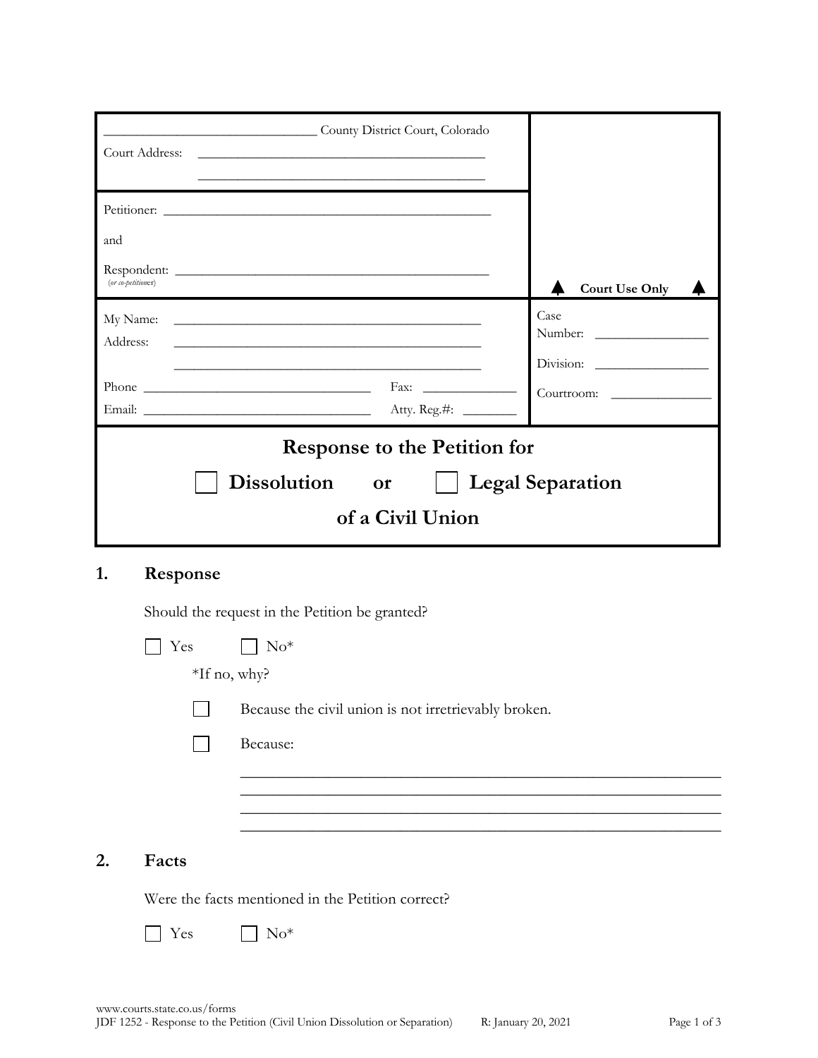| | |
|---|---|
| _____________________________ County District Court, Colorado<br>Court Address: _______________________________________<br>_______________________________________ | |
| Petitioner: _______________________________________________<br><br>and<br><br>Respondent: _______________________________________________<br>(or co-petitioner) | ▲ **Court Use Only** ▲ |
| My Name: ___________________________________________<br>Address: ___________________________________________<br>___________________________________________<br>Phone _______________________________ Fax: _____________<br>Email: _______________________________ Atty. Reg.#: ________ | Case Number: _______________<br><br>Division: _______________<br><br>Courtroom: _______________ |

# Response to the Petition for

# ☐ Dissolution or ☐ Legal Separation

# of a Civil Union

## 1. Response

Should the request in the Petition be granted?

☐ Yes ☐ No*

*If no, why?

☐ Because the civil union is not irretrievably broken.

☐ Because:

_______________________________________________________________
_______________________________________________________________
_______________________________________________________________
_______________________________________________________________

## 2. Facts

Were the facts mentioned in the Petition correct?

☐ Yes ☐ No*

www.courts.state.co.us/forms
JDF 1252 - Response to the Petition (Civil Union Dissolution or Separation) R: January 20, 2021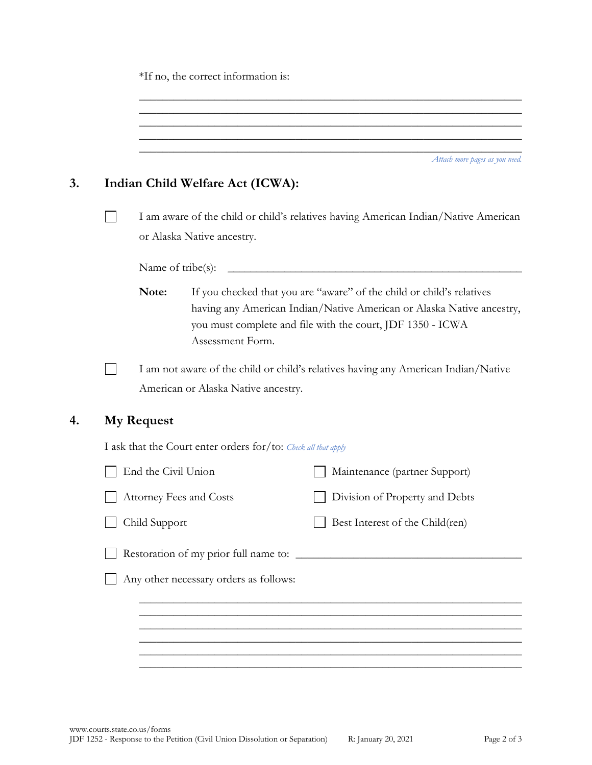*If no, the correct information is:

\_\_\_\_\_\_\_\_\_\_\_\_\_\_\_\_\_\_\_\_\_\_\_\_\_\_\_\_\_\_\_\_\_\_\_\_\_\_\_\_\_\_\_\_\_\_\_\_\_\_\_\_\_\_\_\_\_\_\_\_

\_\_\_\_\_\_\_\_\_\_\_\_\_\_\_\_\_\_\_\_\_\_\_\_\_\_\_\_\_\_\_\_\_\_\_\_\_\_\_\_\_\_\_\_\_\_\_\_\_\_\_\_\_\_\_\_\_\_\_\_

\_\_\_\_\_\_\_\_\_\_\_\_\_\_\_\_\_\_\_\_\_\_\_\_\_\_\_\_\_\_\_\_\_\_\_\_\_\_\_\_\_\_\_\_\_\_\_\_\_\_\_\_\_\_\_\_\_\_\_\_

\_\_\_\_\_\_\_\_\_\_\_\_\_\_\_\_\_\_\_\_\_\_\_\_\_\_\_\_\_\_\_\_\_\_\_\_\_\_\_\_\_\_\_\_\_\_\_\_\_\_\_\_\_\_\_\_\_\_\_\_

\_\_\_\_\_\_\_\_\_\_\_\_\_\_\_\_\_\_\_\_\_\_\_\_\_\_\_\_\_\_\_\_\_\_\_\_\_\_\_\_\_\_\_\_\_\_\_\_\_\_\_\_\_\_\_\_\_\_\_\_

*Attach more pages as you need.*

## 3. Indian Child Welfare Act (ICWA):

☐ I am aware of the child or child's relatives having American Indian/Native American or Alaska Native ancestry.

Name of tribe(s): \_\_\_\_\_\_\_\_\_\_\_\_\_\_\_\_\_\_\_\_\_\_\_\_\_\_\_\_\_\_\_\_\_\_\_\_\_\_\_\_\_\_\_\_

**Note:** If you checked that you are "aware" of the child or child's relatives having any American Indian/Native American or Alaska Native ancestry, you must complete and file with the court, JDF 1350 - ICWA Assessment Form.

☐ I am not aware of the child or child's relatives having any American Indian/Native American or Alaska Native ancestry.

## 4. My Request

I ask that the Court enter orders for/to: *Check all that apply*

☐ End the Civil Union

☐ Maintenance (partner Support)

☐ Attorney Fees and Costs

☐ Division of Property and Debts

☐ Child Support

☐ Best Interest of the Child(ren)

☐ Restoration of my prior full name to: \_\_\_\_\_\_\_\_\_\_\_\_\_\_\_\_\_\_\_\_\_\_\_\_\_\_\_\_\_\_\_\_\_\_\_\_

☐ Any other necessary orders as follows:

\_\_\_\_\_\_\_\_\_\_\_\_\_\_\_\_\_\_\_\_\_\_\_\_\_\_\_\_\_\_\_\_\_\_\_\_\_\_\_\_\_\_\_\_\_\_\_\_\_\_\_\_\_\_\_\_\_\_\_\_

\_\_\_\_\_\_\_\_\_\_\_\_\_\_\_\_\_\_\_\_\_\_\_\_\_\_\_\_\_\_\_\_\_\_\_\_\_\_\_\_\_\_\_\_\_\_\_\_\_\_\_\_\_\_\_\_\_\_\_\_

\_\_\_\_\_\_\_\_\_\_\_\_\_\_\_\_\_\_\_\_\_\_\_\_\_\_\_\_\_\_\_\_\_\_\_\_\_\_\_\_\_\_\_\_\_\_\_\_\_\_\_\_\_\_\_\_\_\_\_\_

\_\_\_\_\_\_\_\_\_\_\_\_\_\_\_\_\_\_\_\_\_\_\_\_\_\_\_\_\_\_\_\_\_\_\_\_\_\_\_\_\_\_\_\_\_\_\_\_\_\_\_\_\_\_\_\_\_\_\_\_

\_\_\_\_\_\_\_\_\_\_\_\_\_\_\_\_\_\_\_\_\_\_\_\_\_\_\_\_\_\_\_\_\_\_\_\_\_\_\_\_\_\_\_\_\_\_\_\_\_\_\_\_\_\_\_\_\_\_\_\_

\_\_\_\_\_\_\_\_\_\_\_\_\_\_\_\_\_\_\_\_\_\_\_\_\_\_\_\_\_\_\_\_\_\_\_\_\_\_\_\_\_\_\_\_\_\_\_\_\_\_\_\_\_\_\_\_\_\_\_\_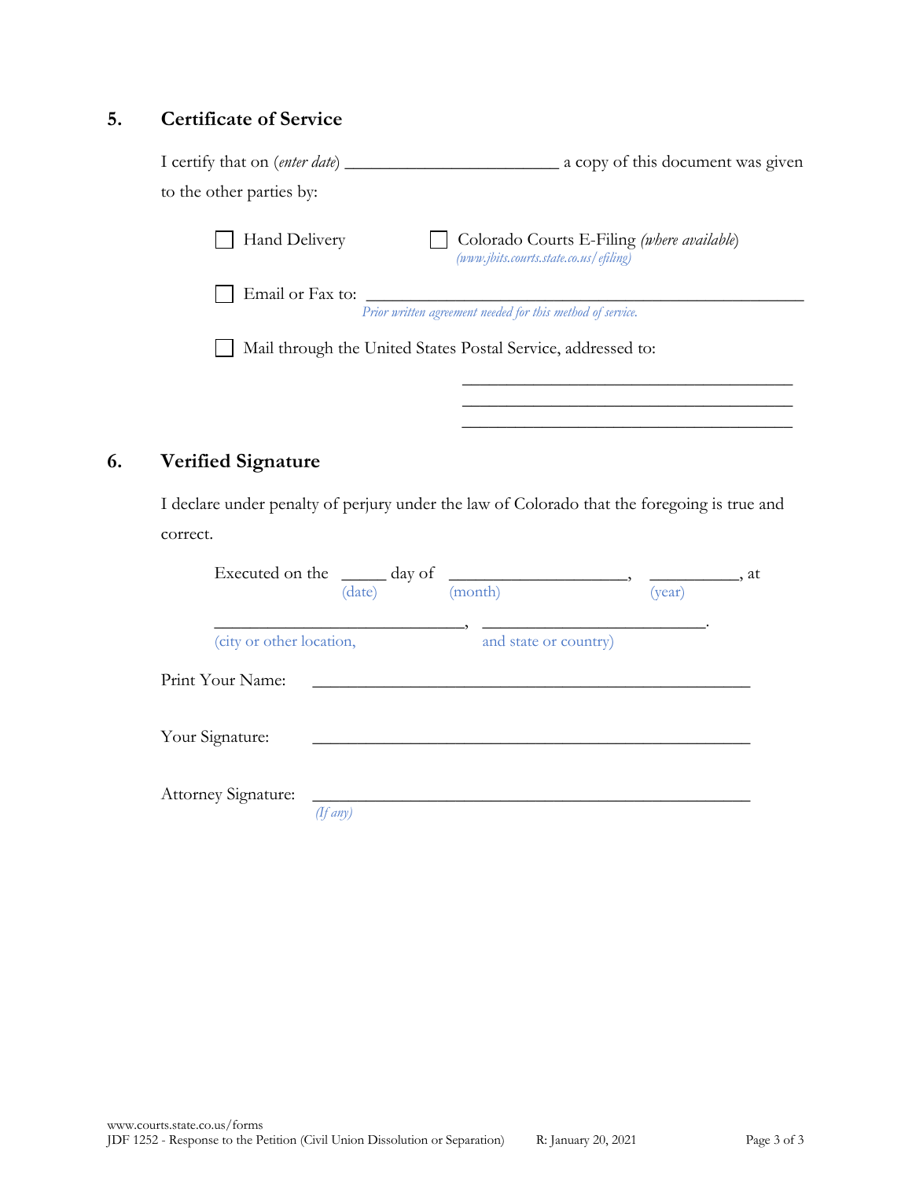## 5. Certificate of Service

I certify that on (*enter date*) ________________________ a copy of this document was given to the other parties by:

☐ Hand Delivery ☐ Colorado Courts E-Filing (*where available*)
*(www.jbits.courts.state.co.us/efiling)*

☐ Email or Fax to: ______________________________________________
*Prior written agreement needed for this method of service.*

☐ Mail through the United States Postal Service, addressed to:

______________________________________
______________________________________
______________________________________

## 6. Verified Signature

I declare under penalty of perjury under the law of Colorado that the foregoing is true and correct.

Executed on the _____ day of ____________________, __________, at
(date) (month) (year)

____________________________, ________________________.
(city or other location, and state or country)

Print Your Name: ______________________________________________

Your Signature: ______________________________________________

Attorney Signature: ______________________________________________
*(If any)*

www.courts.state.co.us/forms
JDF 1252 - Response to the Petition (Civil Union Dissolution or Separation) R: January 20, 2021